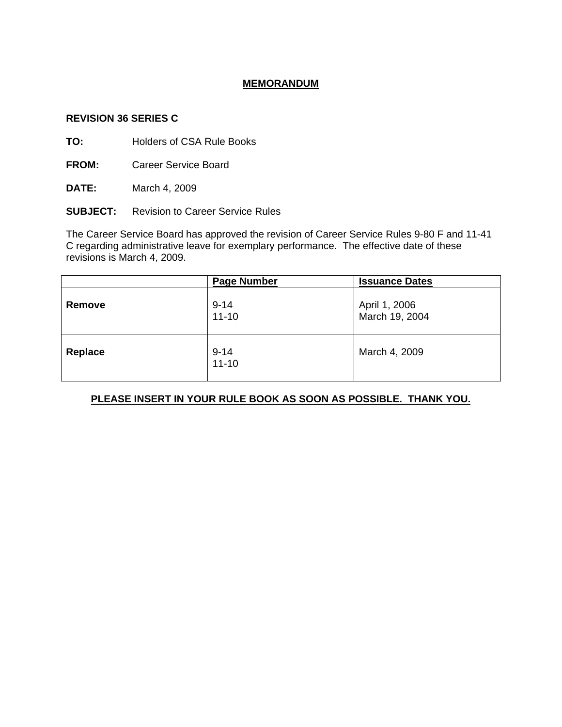# MEMORANDUM

**REVISION 36 SERIES C**

**TO:** Holders of CSA Rule Books

**FROM:** Career Service Board

**DATE:** March 4, 2009

**SUBJECT:** Revision to Career Service Rules

The Career Service Board has approved the revision of Career Service Rules 9-80 F and 11-41 C regarding administrative leave for exemplary performance. The effective date of these revisions is March 4, 2009.

| | Page Number | Issuance Dates |
|---|---|---|
| **Remove** | 9-14<br>11-10 | April 1, 2006<br>March 19, 2004 |
| **Replace** | 9-14<br>11-10 | March 4, 2009 |

**PLEASE INSERT IN YOUR RULE BOOK AS SOON AS POSSIBLE. THANK YOU.**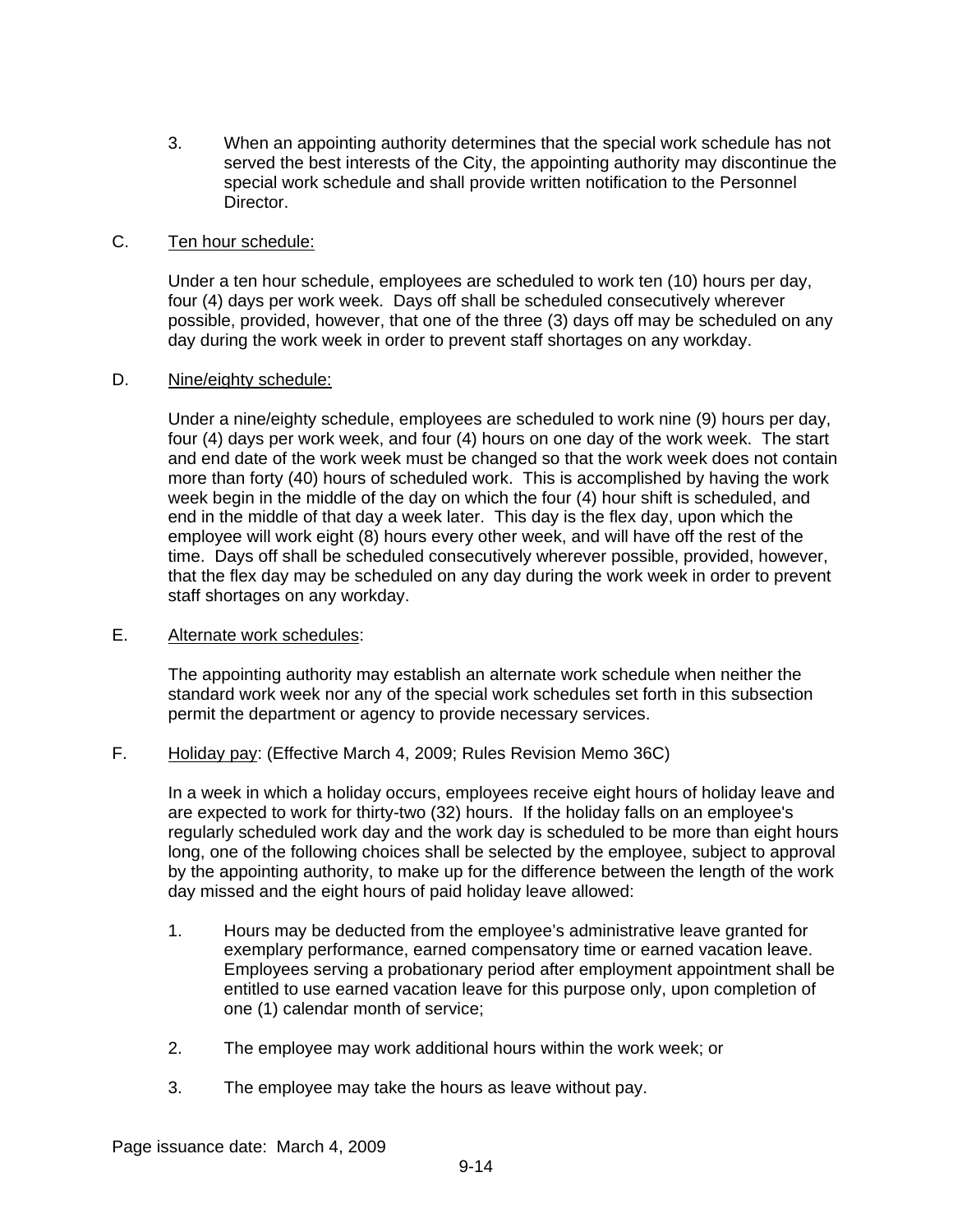3. When an appointing authority determines that the special work schedule has not served the best interests of the City, the appointing authority may discontinue the special work schedule and shall provide written notification to the Personnel Director.

C. Ten hour schedule:

Under a ten hour schedule, employees are scheduled to work ten (10) hours per day, four (4) days per work week. Days off shall be scheduled consecutively wherever possible, provided, however, that one of the three (3) days off may be scheduled on any day during the work week in order to prevent staff shortages on any workday.

D. Nine/eighty schedule:

Under a nine/eighty schedule, employees are scheduled to work nine (9) hours per day, four (4) days per work week, and four (4) hours on one day of the work week. The start and end date of the work week must be changed so that the work week does not contain more than forty (40) hours of scheduled work. This is accomplished by having the work week begin in the middle of the day on which the four (4) hour shift is scheduled, and end in the middle of that day a week later. This day is the flex day, upon which the employee will work eight (8) hours every other week, and will have off the rest of the time. Days off shall be scheduled consecutively wherever possible, provided, however, that the flex day may be scheduled on any day during the work week in order to prevent staff shortages on any workday.

E. Alternate work schedules:

The appointing authority may establish an alternate work schedule when neither the standard work week nor any of the special work schedules set forth in this subsection permit the department or agency to provide necessary services.

F. Holiday pay: (Effective March 4, 2009; Rules Revision Memo 36C)

In a week in which a holiday occurs, employees receive eight hours of holiday leave and are expected to work for thirty-two (32) hours. If the holiday falls on an employee's regularly scheduled work day and the work day is scheduled to be more than eight hours long, one of the following choices shall be selected by the employee, subject to approval by the appointing authority, to make up for the difference between the length of the work day missed and the eight hours of paid holiday leave allowed:

1. Hours may be deducted from the employee's administrative leave granted for exemplary performance, earned compensatory time or earned vacation leave. Employees serving a probationary period after employment appointment shall be entitled to use earned vacation leave for this purpose only, upon completion of one (1) calendar month of service;

2. The employee may work additional hours within the work week; or

3. The employee may take the hours as leave without pay.

Page issuance date: March 4, 2009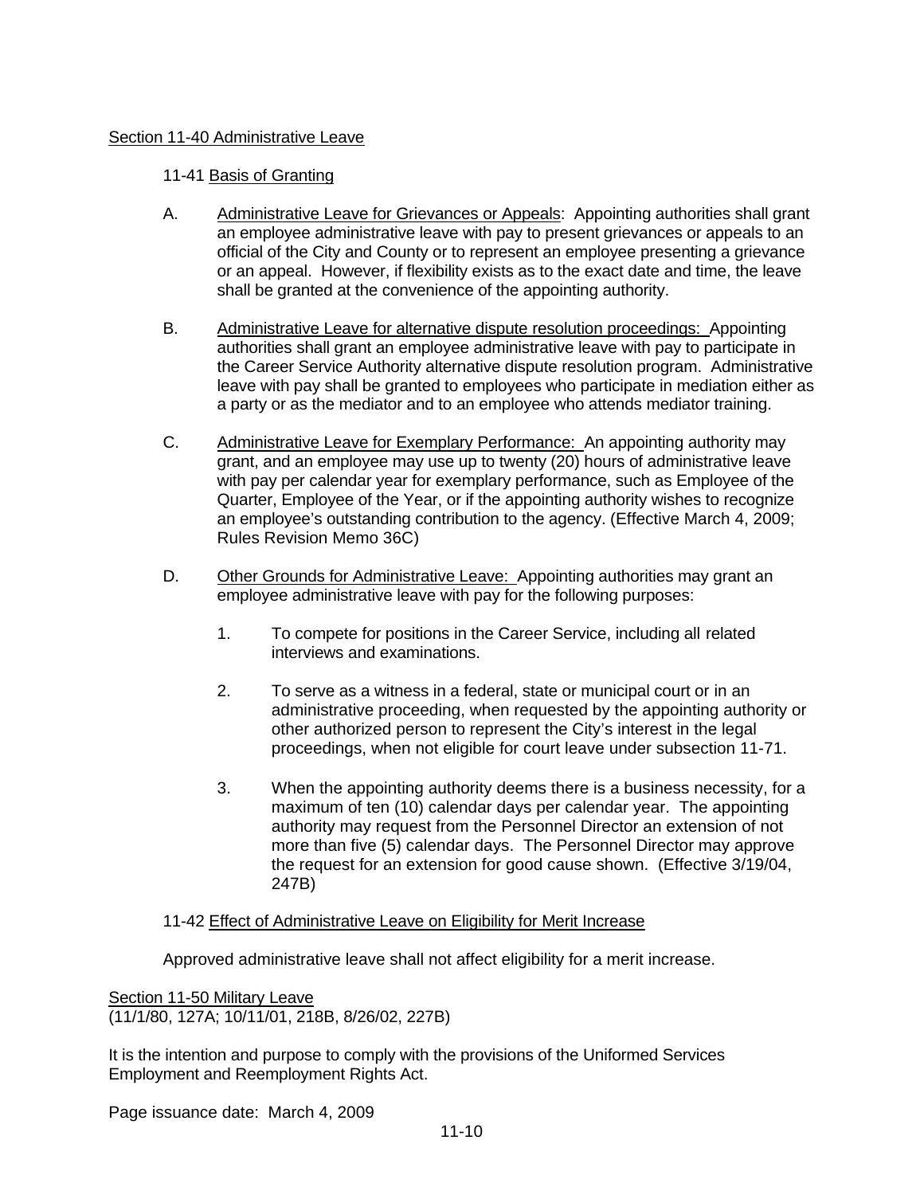## Section 11-40 Administrative Leave

### 11-41 Basis of Granting

A. Administrative Leave for Grievances or Appeals: Appointing authorities shall grant an employee administrative leave with pay to present grievances or appeals to an official of the City and County or to represent an employee presenting a grievance or an appeal. However, if flexibility exists as to the exact date and time, the leave shall be granted at the convenience of the appointing authority.

B. Administrative Leave for alternative dispute resolution proceedings: Appointing authorities shall grant an employee administrative leave with pay to participate in the Career Service Authority alternative dispute resolution program. Administrative leave with pay shall be granted to employees who participate in mediation either as a party or as the mediator and to an employee who attends mediator training.

C. Administrative Leave for Exemplary Performance: An appointing authority may grant, and an employee may use up to twenty (20) hours of administrative leave with pay per calendar year for exemplary performance, such as Employee of the Quarter, Employee of the Year, or if the appointing authority wishes to recognize an employee's outstanding contribution to the agency. (Effective March 4, 2009; Rules Revision Memo 36C)

D. Other Grounds for Administrative Leave: Appointing authorities may grant an employee administrative leave with pay for the following purposes:

1. To compete for positions in the Career Service, including all related interviews and examinations.

2. To serve as a witness in a federal, state or municipal court or in an administrative proceeding, when requested by the appointing authority or other authorized person to represent the City's interest in the legal proceedings, when not eligible for court leave under subsection 11-71.

3. When the appointing authority deems there is a business necessity, for a maximum of ten (10) calendar days per calendar year. The appointing authority may request from the Personnel Director an extension of not more than five (5) calendar days. The Personnel Director may approve the request for an extension for good cause shown. (Effective 3/19/04, 247B)

### 11-42 Effect of Administrative Leave on Eligibility for Merit Increase

Approved administrative leave shall not affect eligibility for a merit increase.

## Section 11-50 Military Leave

(11/1/80, 127A; 10/11/01, 218B, 8/26/02, 227B)

It is the intention and purpose to comply with the provisions of the Uniformed Services Employment and Reemployment Rights Act.

Page issuance date: March 4, 2009